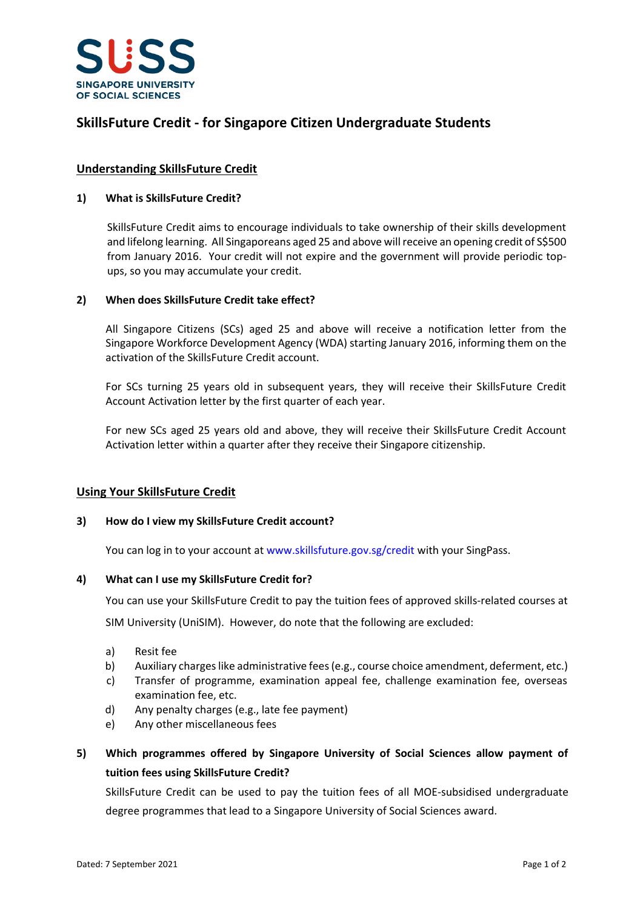SUSS
SINGAPORE UNIVERSITY
OF SOCIAL SCIENCES

# SkillsFuture Credit - for Singapore Citizen Undergraduate Students

## Understanding SkillsFuture Credit

### 1) What is SkillsFuture Credit?

SkillsFuture Credit aims to encourage individuals to take ownership of their skills development and lifelong learning. All Singaporeans aged 25 and above will receive an opening credit of S$500 from January 2016. Your credit will not expire and the government will provide periodic top-ups, so you may accumulate your credit.

### 2) When does SkillsFuture Credit take effect?

All Singapore Citizens (SCs) aged 25 and above will receive a notification letter from the Singapore Workforce Development Agency (WDA) starting January 2016, informing them on the activation of the SkillsFuture Credit account.

For SCs turning 25 years old in subsequent years, they will receive their SkillsFuture Credit Account Activation letter by the first quarter of each year.

For new SCs aged 25 years old and above, they will receive their SkillsFuture Credit Account Activation letter within a quarter after they receive their Singapore citizenship.

## Using Your SkillsFuture Credit

### 3) How do I view my SkillsFuture Credit account?

You can log in to your account at www.skillsfuture.gov.sg/credit with your SingPass.

### 4) What can I use my SkillsFuture Credit for?

You can use your SkillsFuture Credit to pay the tuition fees of approved skills-related courses at SIM University (UniSIM). However, do note that the following are excluded:

a) Resit fee
b) Auxiliary charges like administrative fees (e.g., course choice amendment, deferment, etc.)
c) Transfer of programme, examination appeal fee, challenge examination fee, overseas examination fee, etc.
d) Any penalty charges (e.g., late fee payment)
e) Any other miscellaneous fees

### 5) Which programmes offered by Singapore University of Social Sciences allow payment of tuition fees using SkillsFuture Credit?

SkillsFuture Credit can be used to pay the tuition fees of all MOE-subsidised undergraduate degree programmes that lead to a Singapore University of Social Sciences award.

Dated: 7 September 2021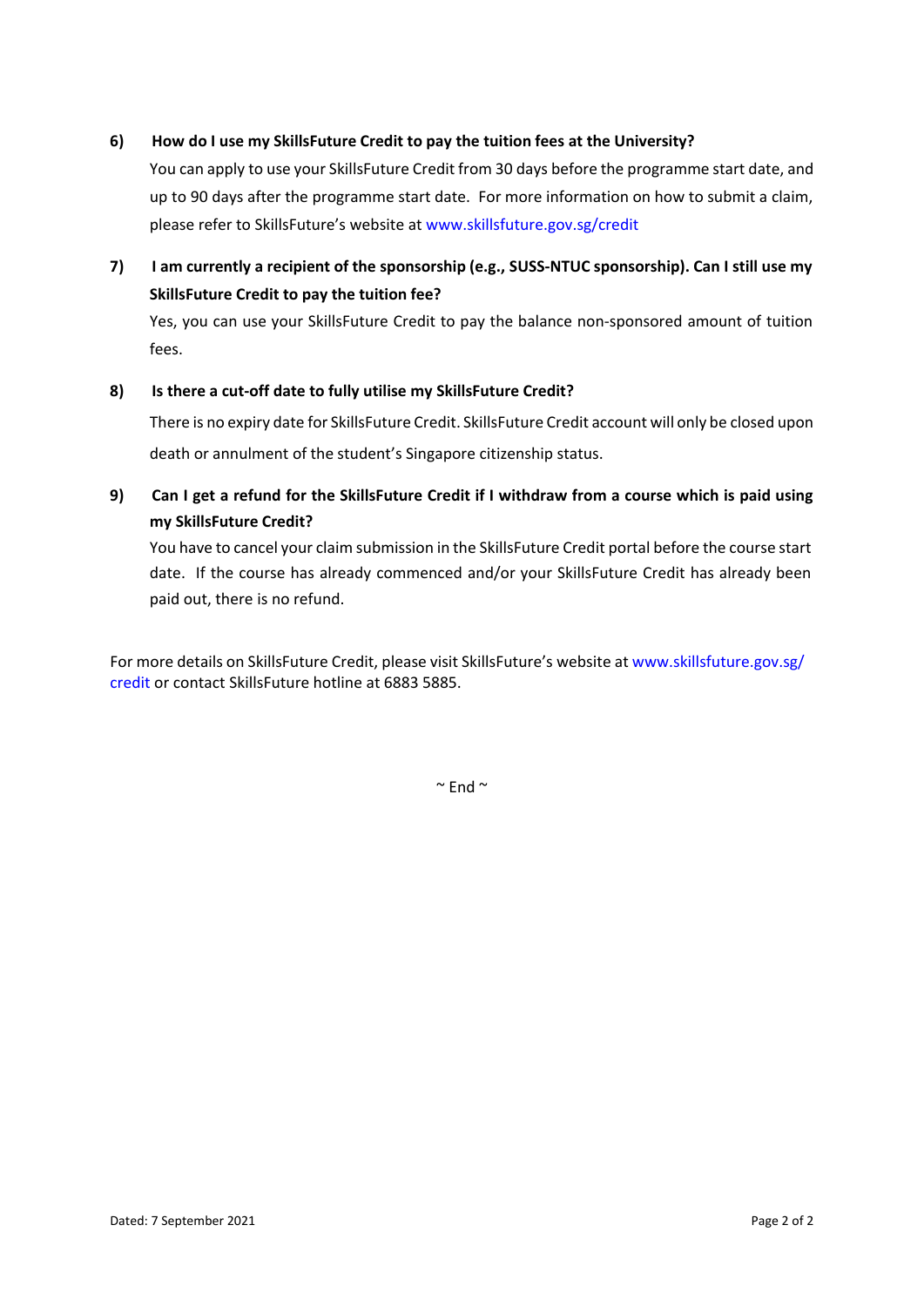**6) How do I use my SkillsFuture Credit to pay the tuition fees at the University?**

You can apply to use your SkillsFuture Credit from 30 days before the programme start date, and up to 90 days after the programme start date. For more information on how to submit a claim, please refer to SkillsFuture's website at www.skillsfuture.gov.sg/credit

**7) I am currently a recipient of the sponsorship (e.g., SUSS-NTUC sponsorship). Can I still use my SkillsFuture Credit to pay the tuition fee?**

Yes, you can use your SkillsFuture Credit to pay the balance non-sponsored amount of tuition fees.

**8) Is there a cut-off date to fully utilise my SkillsFuture Credit?**

There is no expiry date for SkillsFuture Credit. SkillsFuture Credit account will only be closed upon death or annulment of the student's Singapore citizenship status.

**9) Can I get a refund for the SkillsFuture Credit if I withdraw from a course which is paid using my SkillsFuture Credit?**

You have to cancel your claim submission in the SkillsFuture Credit portal before the course start date. If the course has already commenced and/or your SkillsFuture Credit has already been paid out, there is no refund.

For more details on SkillsFuture Credit, please visit SkillsFuture's website at www.skillsfuture.gov.sg/credit or contact SkillsFuture hotline at 6883 5885.

~ End ~

Dated: 7 September 2021